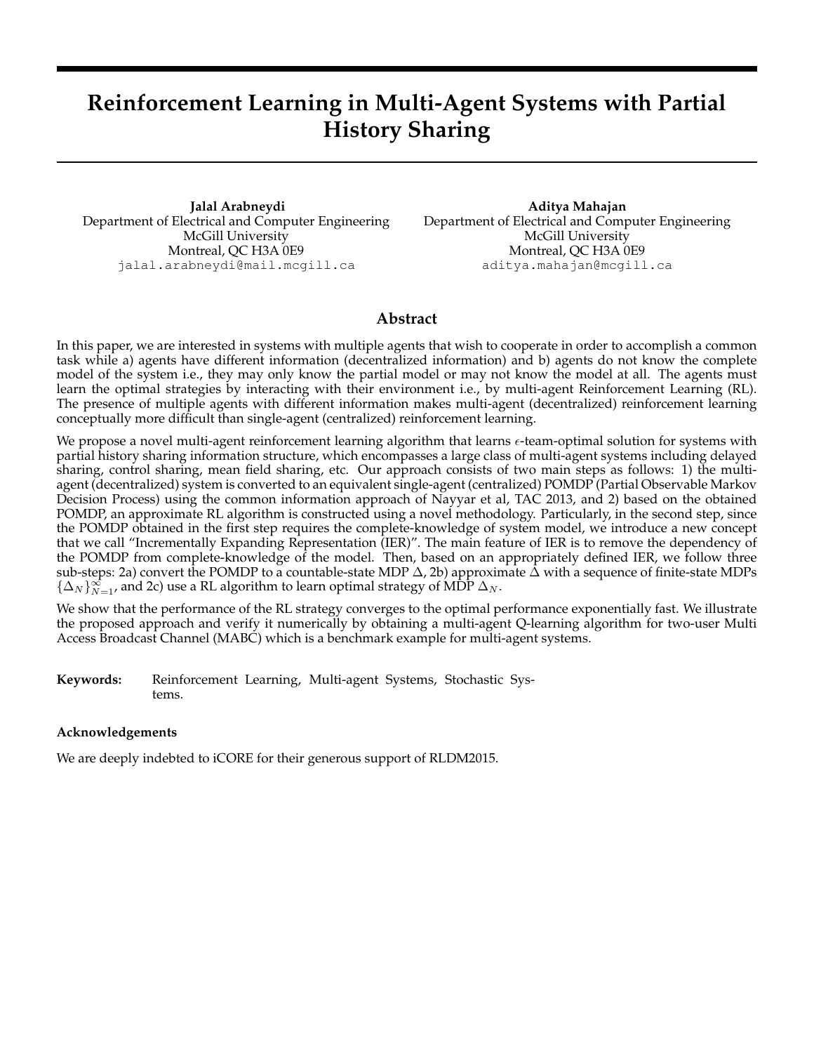# Reinforcement Learning in Multi-Agent Systems with Partial History Sharing

**Jalal Arabneydi**
Department of Electrical and Computer Engineering
McGill University
Montreal, QC H3A 0E9
jalal.arabneydi@mail.mcgill.ca

**Aditya Mahajan**
Department of Electrical and Computer Engineering
McGill University
Montreal, QC H3A 0E9
aditya.mahajan@mcgill.ca

## Abstract

In this paper, we are interested in systems with multiple agents that wish to cooperate in order to accomplish a common task while a) agents have different information (decentralized information) and b) agents do not know the complete model of the system i.e., they may only know the partial model or may not know the model at all. The agents must learn the optimal strategies by interacting with their environment i.e., by multi-agent Reinforcement Learning (RL). The presence of multiple agents with different information makes multi-agent (decentralized) reinforcement learning conceptually more difficult than single-agent (centralized) reinforcement learning.

We propose a novel multi-agent reinforcement learning algorithm that learns $\epsilon$-team-optimal solution for systems with partial history sharing information structure, which encompasses a large class of multi-agent systems including delayed sharing, control sharing, mean field sharing, etc. Our approach consists of two main steps as follows: 1) the multi-agent (decentralized) system is converted to an equivalent single-agent (centralized) POMDP (Partial Observable Markov Decision Process) using the common information approach of Nayyar et al, TAC 2013, and 2) based on the obtained POMDP, an approximate RL algorithm is constructed using a novel methodology. Particularly, in the second step, since the POMDP obtained in the first step requires the complete-knowledge of system model, we introduce a new concept that we call "Incrementally Expanding Representation (IER)". The main feature of IER is to remove the dependency of the POMDP from complete-knowledge of the model. Then, based on an appropriately defined IER, we follow three sub-steps: 2a) convert the POMDP to a countable-state MDP $\Delta$, 2b) approximate $\Delta$ with a sequence of finite-state MDPs $\{\Delta_N\}_{N=1}^{\infty}$, and 2c) use a RL algorithm to learn optimal strategy of MDP $\Delta_N$.

We show that the performance of the RL strategy converges to the optimal performance exponentially fast. We illustrate the proposed approach and verify it numerically by obtaining a multi-agent Q-learning algorithm for two-user Multi Access Broadcast Channel (MABC) which is a benchmark example for multi-agent systems.

**Keywords:** Reinforcement Learning, Multi-agent Systems, Stochastic Systems.

**Acknowledgements**

We are deeply indebted to iCORE for their generous support of RLDM2015.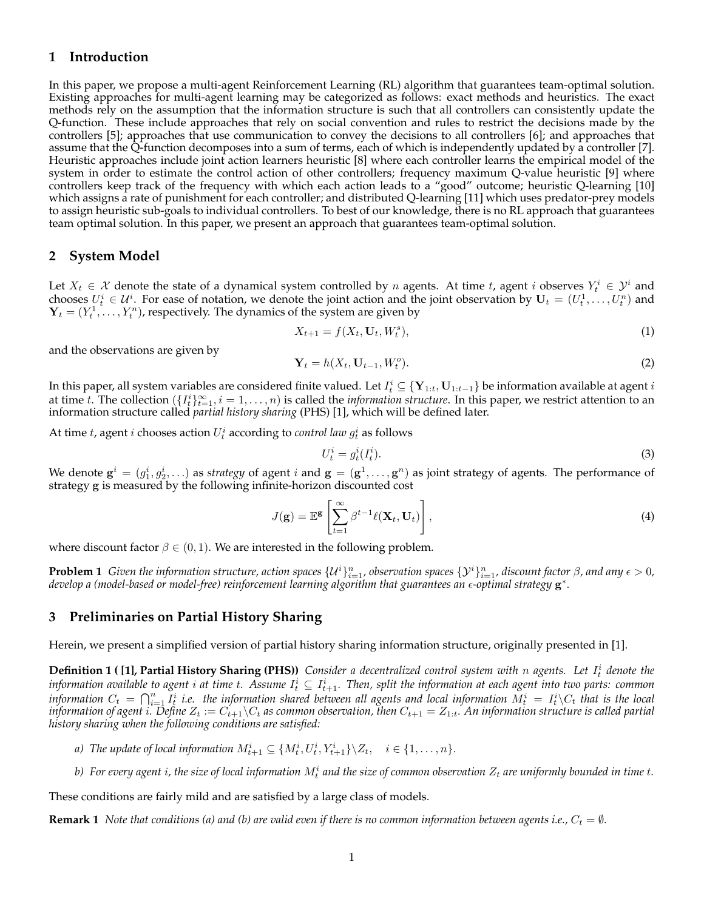## 1 Introduction

In this paper, we propose a multi-agent Reinforcement Learning (RL) algorithm that guarantees team-optimal solution. Existing approaches for multi-agent learning may be categorized as follows: exact methods and heuristics. The exact methods rely on the assumption that the information structure is such that all controllers can consistently update the Q-function. These include approaches that rely on social convention and rules to restrict the decisions made by the controllers [5]; approaches that use communication to convey the decisions to all controllers [6]; and approaches that assume that the Q-function decomposes into a sum of terms, each of which is independently updated by a controller [7]. Heuristic approaches include joint action learners heuristic [8] where each controller learns the empirical model of the system in order to estimate the control action of other controllers; frequency maximum Q-value heuristic [9] where controllers keep track of the frequency with which each action leads to a "good" outcome; heuristic Q-learning [10] which assigns a rate of punishment for each controller; and distributed Q-learning [11] which uses predator-prey models to assign heuristic sub-goals to individual controllers. To best of our knowledge, there is no RL approach that guarantees team optimal solution. In this paper, we present an approach that guarantees team-optimal solution.

## 2 System Model

Let $X_t \in \mathcal{X}$ denote the state of a dynamical system controlled by $n$ agents. At time $t$, agent $i$ observes $Y_t^i \in \mathcal{Y}^i$ and chooses $U_t^i \in \mathcal{U}^i$. For ease of notation, we denote the joint action and the joint observation by $\mathbf{U}_t = (U_t^1, \ldots, U_t^n)$ and $\mathbf{Y}_t = (Y_t^1, \ldots, Y_t^n)$, respectively. The dynamics of the system are given by

$$X_{t+1} = f(X_t, \mathbf{U}_t, W_t^s), \tag{1}$$

and the observations are given by

$$\mathbf{Y}_t = h(X_t, \mathbf{U}_{t-1}, W_t^o). \tag{2}$$

In this paper, all system variables are considered finite valued. Let $I_t^i \subseteq \{\mathbf{Y}_{1:t}, \mathbf{U}_{1:t-1}\}$ be information available at agent $i$ at time $t$. The collection $(\{I_t^i\}_{t=1}^\infty, i = 1, \ldots, n)$ is called the *information structure*. In this paper, we restrict attention to an information structure called *partial history sharing* (PHS) [1], which will be defined later.

At time $t$, agent $i$ chooses action $U_t^i$ according to *control law* $g_t^i$ as follows

$$U_t^i = g_t^i(I_t^i). \tag{3}$$

We denote $\mathbf{g}^i = (g_1^i, g_2^i, \ldots)$ as *strategy* of agent $i$ and $\mathbf{g} = (\mathbf{g}^1, \ldots, \mathbf{g}^n)$ as joint strategy of agents. The performance of strategy $\mathbf{g}$ is measured by the following infinite-horizon discounted cost

$$J(\mathbf{g}) = \mathbb{E}^{\mathbf{g}}\left[\sum_{t=1}^{\infty} \beta^{t-1} \ell(\mathbf{X}_t, \mathbf{U}_t)\right], \tag{4}$$

where discount factor $\beta \in (0, 1)$. We are interested in the following problem.

**Problem 1** *Given the information structure, action spaces $\{\mathcal{U}^i\}_{i=1}^n$, observation spaces $\{\mathcal{Y}^i\}_{i=1}^n$, discount factor $\beta$, and any $\epsilon > 0$, develop a (model-based or model-free) reinforcement learning algorithm that guarantees an $\epsilon$-optimal strategy $\mathbf{g}^*$.*

## 3 Preliminaries on Partial History Sharing

Herein, we present a simplified version of partial history sharing information structure, originally presented in [1].

**Definition 1 ( [1], Partial History Sharing (PHS))** *Consider a decentralized control system with $n$ agents. Let $I_t^i$ denote the information available to agent $i$ at time $t$. Assume $I_t^i \subseteq I_{t+1}^i$. Then, split the information at each agent into two parts: common information $C_t = \bigcap_{i=1}^n I_t^i$ i.e. the information shared between all agents and local information $M_t^i = I_t^i \backslash C_t$ that is the local information of agent $i$. Define $Z_t := C_{t+1} \backslash C_t$ as common observation, then $C_{t+1} = Z_{1:t}$. An information structure is called partial history sharing when the following conditions are satisfied:*

*a) The update of local information $M_{t+1}^i \subseteq \{M_t^i, U_t^i, Y_{t+1}^i\} \backslash Z_t, \quad i \in \{1, \ldots, n\}$.*

*b) For every agent $i$, the size of local information $M_t^i$ and the size of common observation $Z_t$ are uniformly bounded in time $t$.*

These conditions are fairly mild and are satisfied by a large class of models.

**Remark 1** *Note that conditions (a) and (b) are valid even if there is no common information between agents i.e., $C_t = \emptyset$.*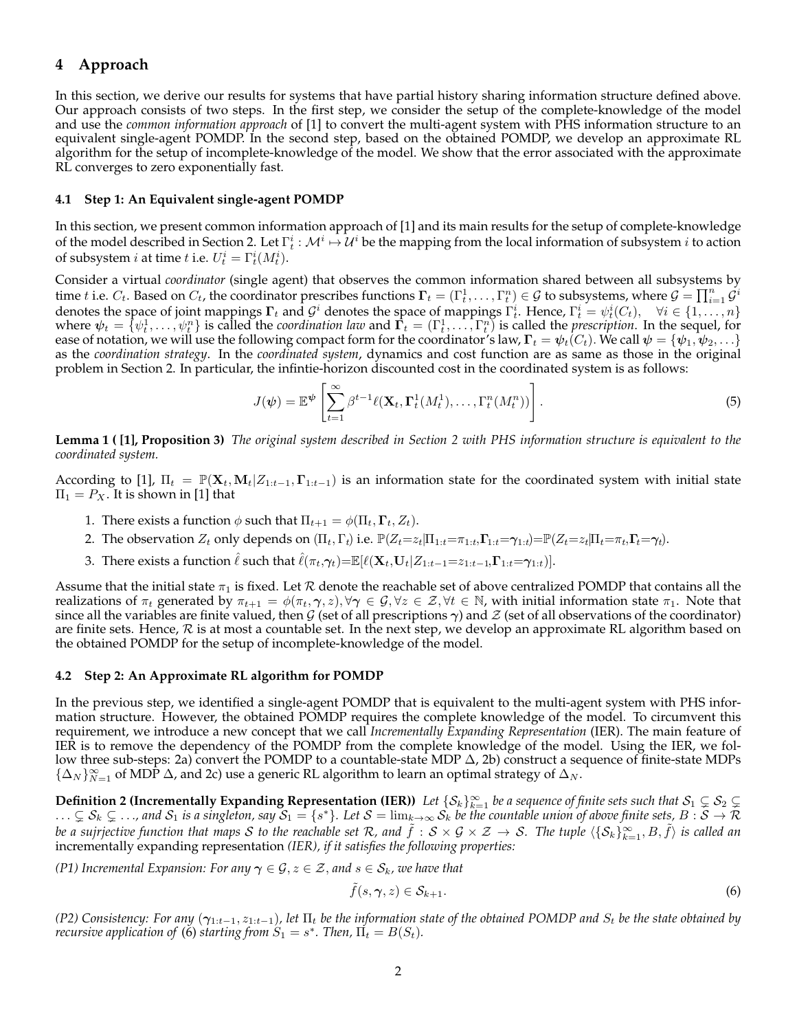## 4 Approach

In this section, we derive our results for systems that have partial history sharing information structure defined above. Our approach consists of two steps. In the first step, we consider the setup of the complete-knowledge of the model and use the *common information approach* of [1] to convert the multi-agent system with PHS information structure to an equivalent single-agent POMDP. In the second step, based on the obtained POMDP, we develop an approximate RL algorithm for the setup of incomplete-knowledge of the model. We show that the error associated with the approximate RL converges to zero exponentially fast.

### 4.1 Step 1: An Equivalent single-agent POMDP

In this section, we present common information approach of [1] and its main results for the setup of complete-knowledge of the model described in Section 2. Let $\Gamma^i_t : \mathcal{M}^i \mapsto \mathcal{U}^i$ be the mapping from the local information of subsystem $i$ to action of subsystem $i$ at time $t$ i.e. $U^i_t = \Gamma^i_t(M^i_t)$.

Consider a virtual *coordinator* (single agent) that observes the common information shared between all subsystems by time $t$ i.e. $C_t$. Based on $C_t$, the coordinator prescribes functions $\mathbf{\Gamma}_t = (\Gamma^1_t, \ldots, \Gamma^n_t) \in \mathcal{G}$ to subsystems, where $\mathcal{G} = \prod_{i=1}^n \mathcal{G}^i$ denotes the space of joint mappings $\mathbf{\Gamma}_t$ and $\mathcal{G}^i$ denotes the space of mappings $\Gamma^i_t$. Hence, $\Gamma^i_t = \psi^i_t(C_t), \quad \forall i \in \{1, \ldots, n\}$ where $\boldsymbol{\psi}_t = \{\psi^1_t, \ldots, \psi^n_t\}$ is called the *coordination law* and $\mathbf{\Gamma}_t = (\Gamma^1_t, \ldots, \Gamma^n_t)$ is called the *prescription*. In the sequel, for ease of notation, we will use the following compact form for the coordinator's law, $\mathbf{\Gamma}_t = \boldsymbol{\psi}_t(C_t)$. We call $\boldsymbol{\psi} = \{\boldsymbol{\psi}_1, \boldsymbol{\psi}_2, \ldots\}$ as the *coordination strategy*. In the *coordinated system*, dynamics and cost function are as same as those in the original problem in Section 2. In particular, the infintie-horizon discounted cost in the coordinated system is as follows:

$$J(\boldsymbol{\psi}) = \mathbb{E}^{\boldsymbol{\psi}}\left[\sum_{t=1}^{\infty} \beta^{t-1} \ell(\mathbf{X}_t, \mathbf{\Gamma}^1_t(M^1_t), \ldots, \Gamma^n_t(M^n_t))\right]. \tag{5}$$

**Lemma 1 ( [1], Proposition 3)** *The original system described in Section 2 with PHS information structure is equivalent to the coordinated system.*

According to [1], $\Pi_t = \mathbb{P}(\mathbf{X}_t, \mathbf{M}_t | Z_{1:t-1}, \mathbf{\Gamma}_{1:t-1})$ is an information state for the coordinated system with initial state $\Pi_1 = P_X$. It is shown in [1] that

1. There exists a function $\phi$ such that $\Pi_{t+1} = \phi(\Pi_t, \mathbf{\Gamma}_t, Z_t)$.
2. The observation $Z_t$ only depends on $(\Pi_t, \Gamma_t)$ i.e. $\mathbb{P}(Z_t{=}z_t|\Pi_{1:t}{=}\pi_{1:t}, \mathbf{\Gamma}_{1:t}{=}\boldsymbol{\gamma}_{1:t}){=}\mathbb{P}(Z_t{=}z_t|\Pi_t{=}\pi_t, \mathbf{\Gamma}_t{=}\boldsymbol{\gamma}_t)$.
3. There exists a function $\hat{\ell}$ such that $\hat{\ell}(\pi_t, \boldsymbol{\gamma}_t){=}\mathbb{E}[\ell(\mathbf{X}_t, \mathbf{U}_t | Z_{1:t-1}{=}z_{1:t-1}, \mathbf{\Gamma}_{1:t}{=}\boldsymbol{\gamma}_{1:t})]$.

Assume that the initial state $\pi_1$ is fixed. Let $\mathcal{R}$ denote the reachable set of above centralized POMDP that contains all the realizations of $\pi_t$ generated by $\pi_{t+1} = \phi(\pi_t, \boldsymbol{\gamma}, z), \forall \boldsymbol{\gamma} \in \mathcal{G}, \forall z \in \mathcal{Z}, \forall t \in \mathbb{N}$, with initial information state $\pi_1$. Note that since all the variables are finite valued, then $\mathcal{G}$ (set of all prescriptions $\boldsymbol{\gamma}$) and $\mathcal{Z}$ (set of all observations of the coordinator) are finite sets. Hence, $\mathcal{R}$ is at most a countable set. In the next step, we develop an approximate RL algorithm based on the obtained POMDP for the setup of incomplete-knowledge of the model.

### 4.2 Step 2: An Approximate RL algorithm for POMDP

In the previous step, we identified a single-agent POMDP that is equivalent to the multi-agent system with PHS information structure. However, the obtained POMDP requires the complete knowledge of the model. To circumvent this requirement, we introduce a new concept that we call *Incrementally Expanding Representation* (IER). The main feature of IER is to remove the dependency of the POMDP from the complete knowledge of the model. Using the IER, we follow three sub-steps: 2a) convert the POMDP to a countable-state MDP $\Delta$, 2b) construct a sequence of finite-state MDPs $\{\Delta_N\}_{N=1}^{\infty}$ of MDP $\Delta$, and 2c) use a generic RL algorithm to learn an optimal strategy of $\Delta_N$.

**Definition 2 (Incrementally Expanding Representation (IER))** *Let $\{\mathcal{S}_k\}_{k=1}^{\infty}$ be a sequence of finite sets such that $\mathcal{S}_1 \subsetneq \mathcal{S}_2 \subsetneq \ldots \subsetneq \mathcal{S}_k \subsetneq \ldots$, and $\mathcal{S}_1$ is a singleton, say $\mathcal{S}_1 = \{s^*\}$. Let $\mathcal{S} = \lim_{k\to\infty} \mathcal{S}_k$ be the countable union of above finite sets, $B : \mathcal{S} \to \mathcal{R}$ be a surjective function that maps $\mathcal{S}$ to the reachable set $\mathcal{R}$, and $\tilde{f} : \mathcal{S} \times \mathcal{G} \times \mathcal{Z} \to \mathcal{S}$. The tuple $\langle \{\mathcal{S}_k\}_{k=1}^{\infty}, B, \tilde{f} \rangle$ is called an* incrementally expanding representation *(IER), if it satisfies the following properties:*

*(P1) Incremental Expansion: For any $\boldsymbol{\gamma} \in \mathcal{G}, z \in \mathcal{Z}$, and $s \in \mathcal{S}_k$, we have that*

$$\tilde{f}(s, \boldsymbol{\gamma}, z) \in \mathcal{S}_{k+1}. \tag{6}$$

*(P2) Consistency: For any $(\boldsymbol{\gamma}_{1:t-1}, z_{1:t-1})$, let $\Pi_t$ be the information state of the obtained POMDP and $S_t$ be the state obtained by recursive application of (6) starting from $S_1 = s^*$. Then, $\Pi_t = B(S_t)$.*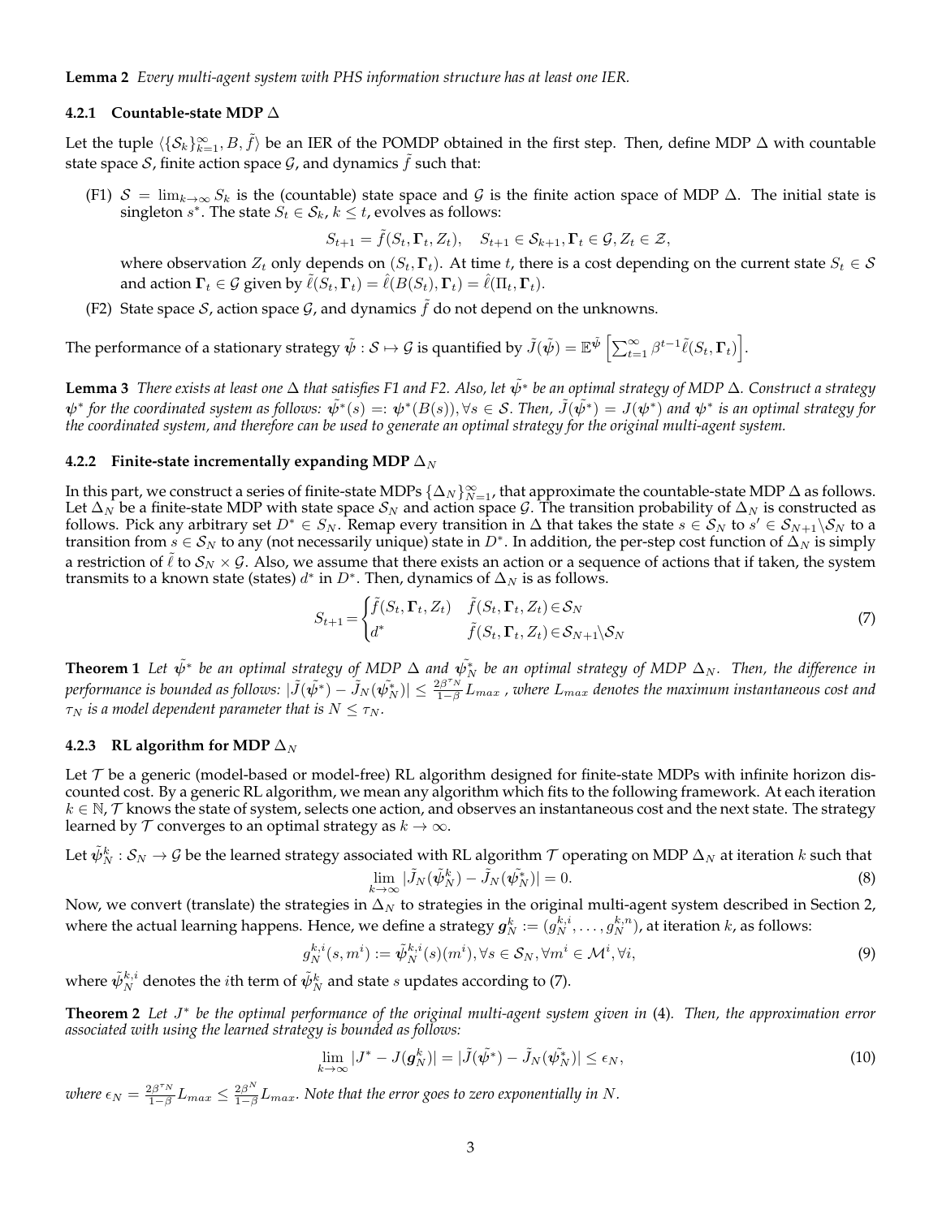**Lemma 2** *Every multi-agent system with PHS information structure has at least one IER.*

#### 4.2.1 Countable-state MDP $\Delta$

Let the tuple $\langle \{\mathcal{S}_k\}_{k=1}^{\infty}, B, \tilde{f} \rangle$ be an IER of the POMDP obtained in the first step. Then, define MDP $\Delta$ with countable state space $\mathcal{S}$, finite action space $\mathcal{G}$, and dynamics $\tilde{f}$ such that:

(F1) $\mathcal{S} = \lim_{k \to \infty} S_k$ is the (countable) state space and $\mathcal{G}$ is the finite action space of MDP $\Delta$. The initial state is singleton $s^*$. The state $S_t \in \mathcal{S}_k$, $k \leq t$, evolves as follows:

$$S_{t+1} = \tilde{f}(S_t, \mathbf{\Gamma}_t, Z_t), \quad S_{t+1} \in \mathcal{S}_{k+1}, \mathbf{\Gamma}_t \in \mathcal{G}, Z_t \in \mathcal{Z},$$

where observation $Z_t$ only depends on $(S_t, \mathbf{\Gamma}_t)$. At time $t$, there is a cost depending on the current state $S_t \in \mathcal{S}$ and action $\mathbf{\Gamma}_t \in \mathcal{G}$ given by $\tilde{\ell}(S_t, \mathbf{\Gamma}_t) = \hat{\ell}(B(S_t), \mathbf{\Gamma}_t) = \hat{\ell}(\Pi_t, \mathbf{\Gamma}_t)$.

(F2) State space $\mathcal{S}$, action space $\mathcal{G}$, and dynamics $\tilde{f}$ do not depend on the unknowns.

The performance of a stationary strategy $\tilde{\boldsymbol{\psi}} : \mathcal{S} \mapsto \mathcal{G}$ is quantified by $\tilde{J}(\tilde{\boldsymbol{\psi}}) = \mathbb{E}^{\tilde{\boldsymbol{\psi}}} \left[ \sum_{t=1}^{\infty} \beta^{t-1} \tilde{\ell}(S_t, \mathbf{\Gamma}_t) \right]$.

**Lemma 3** *There exists at least one $\Delta$ that satisfies F1 and F2. Also, let $\tilde{\boldsymbol{\psi}}^*$ be an optimal strategy of MDP $\Delta$. Construct a strategy $\boldsymbol{\psi}^*$ for the coordinated system as follows: $\tilde{\boldsymbol{\psi}}^*(s) =: \boldsymbol{\psi}^*(B(s)), \forall s \in \mathcal{S}$. Then, $\tilde{J}(\tilde{\boldsymbol{\psi}}^*) = J(\boldsymbol{\psi}^*)$ and $\boldsymbol{\psi}^*$ is an optimal strategy for the coordinated system, and therefore can be used to generate an optimal strategy for the original multi-agent system.*

#### 4.2.2 Finite-state incrementally expanding MDP $\Delta_N$

In this part, we construct a series of finite-state MDPs $\{\Delta_N\}_{N=1}^{\infty}$, that approximate the countable-state MDP $\Delta$ as follows. Let $\Delta_N$ be a finite-state MDP with state space $\mathcal{S}_N$ and action space $\mathcal{G}$. The transition probability of $\Delta_N$ is constructed as follows. Pick any arbitrary set $D^* \in S_N$. Remap every transition in $\Delta$ that takes the state $s \in \mathcal{S}_N$ to $s' \in \mathcal{S}_{N+1} \backslash \mathcal{S}_N$ to a transition from $s \in \mathcal{S}_N$ to any (not necessarily unique) state in $D^*$. In addition, the per-step cost function of $\Delta_N$ is simply a restriction of $\tilde{\ell}$ to $\mathcal{S}_N \times \mathcal{G}$. Also, we assume that there exists an action or a sequence of actions that if taken, the system transmits to a known state (states) $d^*$ in $D^*$. Then, dynamics of $\Delta_N$ is as follows.

$$S_{t+1} = \begin{cases} \tilde{f}(S_t, \mathbf{\Gamma}_t, Z_t) & \tilde{f}(S_t, \mathbf{\Gamma}_t, Z_t) \in \mathcal{S}_N \\ d^* & \tilde{f}(S_t, \mathbf{\Gamma}_t, Z_t) \in \mathcal{S}_{N+1} \backslash \mathcal{S}_N \end{cases} \tag{7}$$

**Theorem 1** *Let $\tilde{\boldsymbol{\psi}}^*$ be an optimal strategy of MDP $\Delta$ and $\tilde{\boldsymbol{\psi}}_N^*$ be an optimal strategy of MDP $\Delta_N$. Then, the difference in performance is bounded as follows: $|\tilde{J}(\tilde{\boldsymbol{\psi}}^*) - \tilde{J}_N(\tilde{\boldsymbol{\psi}}_N^*)| \leq \frac{2\beta^{\tau_N}}{1-\beta} L_{max}$ , where $L_{max}$ denotes the maximum instantaneous cost and $\tau_N$ is a model dependent parameter that is $N \leq \tau_N$.*

#### 4.2.3 RL algorithm for MDP $\Delta_N$

Let $\mathcal{T}$ be a generic (model-based or model-free) RL algorithm designed for finite-state MDPs with infinite horizon discounted cost. By a generic RL algorithm, we mean any algorithm which fits to the following framework. At each iteration $k \in \mathbb{N}$, $\mathcal{T}$ knows the state of system, selects one action, and observes an instantaneous cost and the next state. The strategy learned by $\mathcal{T}$ converges to an optimal strategy as $k \to \infty$.

Let $\tilde{\boldsymbol{\psi}}_N^k : \mathcal{S}_N \to \mathcal{G}$ be the learned strategy associated with RL algorithm $\mathcal{T}$ operating on MDP $\Delta_N$ at iteration $k$ such that

$$\lim_{k \to \infty} |\tilde{J}_N(\tilde{\boldsymbol{\psi}}_N^k) - \tilde{J}_N(\tilde{\boldsymbol{\psi}}_N^*)| = 0. \tag{8}$$

Now, we convert (translate) the strategies in $\Delta_N$ to strategies in the original multi-agent system described in Section 2, where the actual learning happens. Hence, we define a strategy $\boldsymbol{g}_N^k := (g_N^{k,i}, \ldots, g_N^{k,n})$, at iteration $k$, as follows:

$$g_N^{k,i}(s, m^i) := \tilde{\boldsymbol{\psi}}_N^{k,i}(s)(m^i), \forall s \in \mathcal{S}_N, \forall m^i \in \mathcal{M}^i, \forall i, \tag{9}$$

where $\tilde{\boldsymbol{\psi}}_N^{k,i}$ denotes the $i$th term of $\tilde{\boldsymbol{\psi}}_N^k$ and state $s$ updates according to (7).

**Theorem 2** *Let $J^*$ be the optimal performance of the original multi-agent system given in* (4)*. Then, the approximation error associated with using the learned strategy is bounded as follows:*

$$\lim_{k \to \infty} |J^* - J(\boldsymbol{g}_N^k)| = |\tilde{J}(\tilde{\boldsymbol{\psi}}^*) - \tilde{J}_N(\tilde{\boldsymbol{\psi}}_N^*)| \leq \epsilon_N, \tag{10}$$

*where $\epsilon_N = \frac{2\beta^{\tau_N}}{1-\beta} L_{max} \leq \frac{2\beta^N}{1-\beta} L_{max}$. Note that the error goes to zero exponentially in $N$.*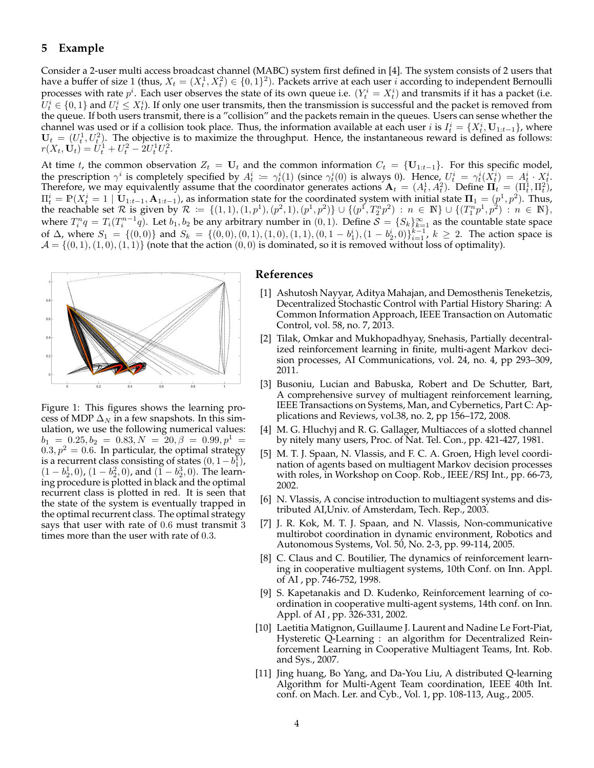## 5 Example

Consider a 2-user multi access broadcast channel (MABC) system first defined in [4]. The system consists of 2 users that have a buffer of size 1 (thus, $X_t = (X_t^1, X_t^2) \in \{0,1\}^2$). Packets arrive at each user $i$ according to independent Bernoulli processes with rate $p^i$. Each user observes the state of its own queue i.e. ($Y_t^i = X_t^i$) and transmits if it has a packet (i.e. $U_t^i \in \{0,1\}$ and $U_t^i \leq X_t^i$). If only one user transmits, then the transmission is successful and the packet is removed from the queue. If both users transmit, there is a "collision" and the packets remain in the queues. Users can sense whether the channel was used or if a collision took place. Thus, the information available at each user $i$ is $I_t^i = \{X_t^i, \mathbf{U}_{1:t-1}\}$, where $\mathbf{U}_t = (U_t^1, U_t^2)$. The objective is to maximize the throughput. Hence, the instantaneous reward is defined as follows: $r(X_t, \mathbf{U}_t) = U_t^1 + U_t^2 - 2U_t^1 U_t^2$.

At time $t$, the common observation $Z_t = \mathbf{U}_t$ and the common information $C_t = \{\mathbf{U}_{1:t-1}\}$. For this specific model, the prescription $\gamma^i$ is completely specified by $A_t^i := \gamma_t^i(1)$ (since $\gamma_t^i(0)$ is always 0). Hence, $U_t^i = \gamma_t^i(X_t^i) = A_t^i \cdot X_t^i$. Therefore, we may equivalently assume that the coordinator generates actions $\mathbf{A}_t = (A_t^1, A_t^2)$. Define $\mathbf{\Pi}_t = (\Pi_t^1, \Pi_t^2)$, $\Pi_t^i = \mathbb{P}(X_t^i = 1 \mid \mathbf{U}_{1:t-1}, \mathbf{A}_{1:t-1})$, as information state for the coordinated system with initial state $\mathbf{\Pi}_1 = (p^1, p^2)$. Thus, the reachable set $\mathcal{R}$ is given by $\mathcal{R} := \{(1,1), (1,p^1), (p^2,1), (p^1,p^2)\} \cup \{(p^1, T_2^n p^2) : n \in \mathbb{N}\} \cup \{(T_1^n p^1, p^2) : n \in \mathbb{N}\}$, where $T_i^n q = T_i(T_i^{n-1} q)$. Let $b_1, b_2$ be any arbitrary number in $(0,1)$. Define $\mathcal{S} = \{S_k\}_{k=1}^{\infty}$ as the countable state space of $\Delta$, where $S_1 = \{(0,0)\}$ and $S_k = \{(0,0), (0,1), (1,0), (1,1), (0, 1-b_1^i), (1-b_2^i, 0)\}_{i=1}^{k-1}$, $k \geq 2$. The action space is $\mathcal{A} = \{(0,1), (1,0), (1,1)\}$ (note that the action $(0,0)$ is dominated, so it is removed without loss of optimality).

1
0.8
0.6
0.4
0.2
0
0
0.2
0.4
0.6
0.8
1

Figure 1: This figures shows the learning process of MDP $\Delta_N$ in a few snapshots. In this simulation, we use the following numerical values: $b_1 = 0.25, b_2 = 0.83, N = 20, \beta = 0.99, p^1 = 0.3, p^2 = 0.6$. In particular, the optimal strategy is a recurrent class consisting of states $(0, 1-b_1^1)$, $(1-b_2^1, 0)$, $(1-b_2^2, 0)$, and $(1-b_2^3, 0)$. The learning procedure is plotted in black and the optimal recurrent class is plotted in red. It is seen that the state of the system is eventually trapped in the optimal recurrent class. The optimal strategy says that user with rate of 0.6 must transmit 3 times more than the user with rate of 0.3.

## References

[1] Ashutosh Nayyar, Aditya Mahajan, and Demosthenis Teneketzis, Decentralized Stochastic Control with Partial History Sharing: A Common Information Approach, IEEE Transaction on Automatic Control, vol. 58, no. 7, 2013.

[2] Tilak, Omkar and Mukhopadhyay, Snehasis, Partially decentralized reinforcement learning in finite, multi-agent Markov decision processes, AI Communications, vol. 24, no. 4, pp 293–309, 2011.

[3] Busoniu, Lucian and Babuska, Robert and De Schutter, Bart, A comprehensive survey of multiagent reinforcement learning, IEEE Transactions on Systems, Man, and Cybernetics, Part C: Applications and Reviews, vol.38, no. 2, pp 156–172, 2008.

[4] M. G. Hluchyj and R. G. Gallager, Multiacces of a slotted channel by nitely many users, Proc. of Nat. Tel. Con., pp. 421-427, 1981.

[5] M. T. J. Spaan, N. Vlassis, and F. C. A. Groen, High level coordination of agents based on multiagent Markov decision processes with roles, in Workshop on Coop. Rob., IEEE/RSJ Int., pp. 66-73, 2002.

[6] N. Vlassis, A concise introduction to multiagent systems and distributed AI,Univ. of Amsterdam, Tech. Rep., 2003.

[7] J. R. Kok, M. T. J. Spaan, and N. Vlassis, Non-communicative multirobot coordination in dynamic environment, Robotics and Autonomous Systems, Vol. 50, No. 2-3, pp. 99-114, 2005.

[8] C. Claus and C. Boutilier, The dynamics of reinforcement learning in cooperative multiagent systems, 10th Conf. on Inn. Appl. of AI , pp. 746-752, 1998.

[9] S. Kapetanakis and D. Kudenko, Reinforcement learning of coordination in cooperative multi-agent systems, 14th conf. on Inn. Appl. of AI , pp. 326-331, 2002.

[10] Laetitia Matignon, Guillaume J. Laurent and Nadine Le Fort-Piat, Hysteretic Q-Learning : an algorithm for Decentralized Reinforcement Learning in Cooperative Multiagent Teams, Int. Rob. and Sys., 2007.

[11] Jing huang, Bo Yang, and Da-You Liu, A distributed Q-learning Algorithm for Multi-Agent Team coordination, IEEE 40th Int. conf. on Mach. Ler. and Cyb., Vol. 1, pp. 108-113, Aug., 2005.